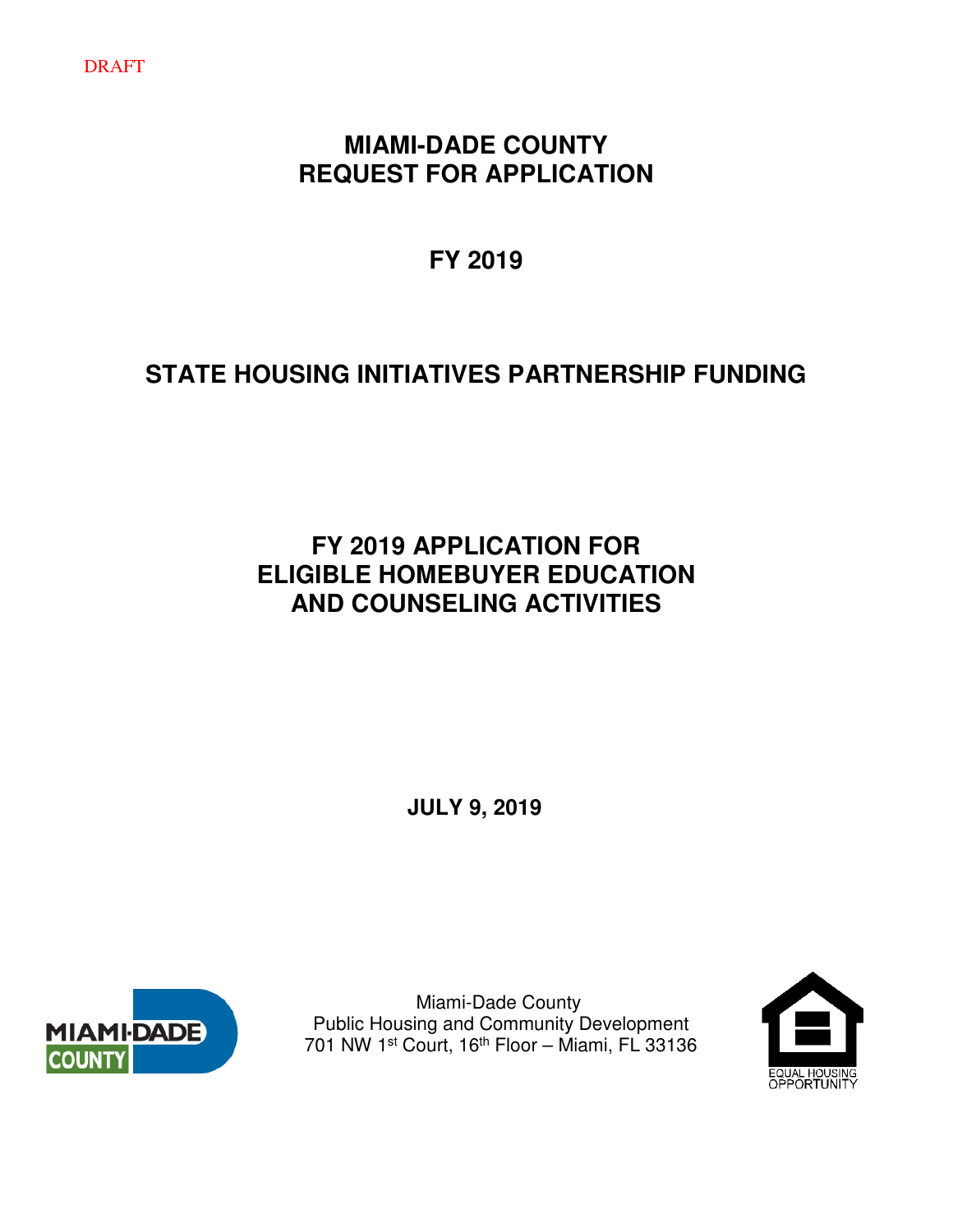DRAFT

# MIAMI-DADE COUNTY
# REQUEST FOR APPLICATION

## FY 2019

## STATE HOUSING INITIATIVES PARTNERSHIP FUNDING

## FY 2019 APPLICATION FOR ELIGIBLE HOMEBUYER EDUCATION AND COUNSELING ACTIVITIES

**JULY 9, 2019**

Miami-Dade County
Public Housing and Community Development
701 NW 1st Court, 16th Floor – Miami, FL 33136

EQUAL HOUSING OPPORTUNITY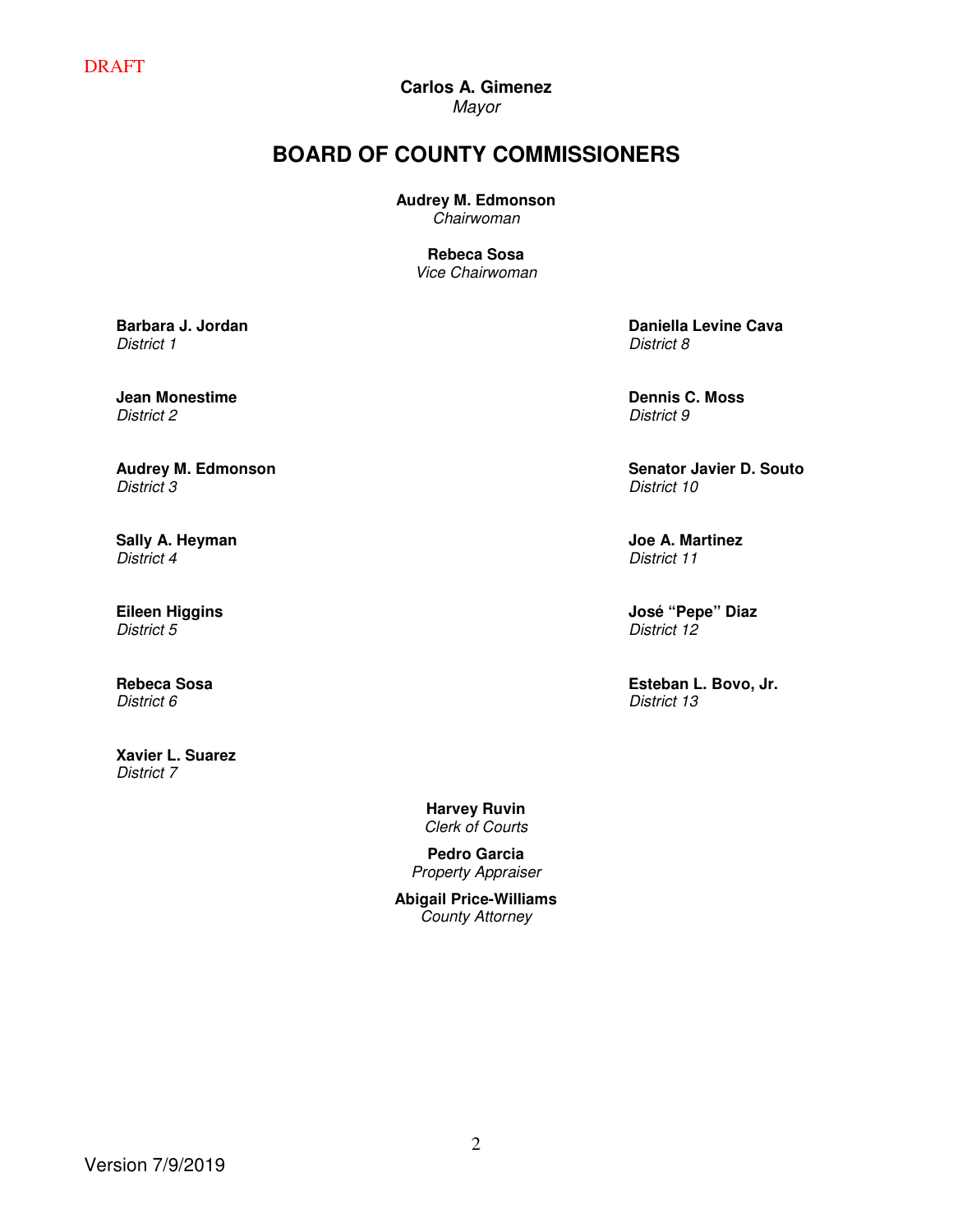DRAFT

**Carlos A. Gimenez**
*Mayor*

# BOARD OF COUNTY COMMISSIONERS

**Audrey M. Edmonson**
*Chairwoman*

**Rebeca Sosa**
*Vice Chairwoman*

**Barbara J. Jordan**
*District 1*

**Jean Monestime**
*District 2*

**Audrey M. Edmonson**
*District 3*

**Sally A. Heyman**
*District 4*

**Eileen Higgins**
*District 5*

**Rebeca Sosa**
*District 6*

**Xavier L. Suarez**
*District 7*

**Daniella Levine Cava**
*District 8*

**Dennis C. Moss**
*District 9*

**Senator Javier D. Souto**
*District 10*

**Joe A. Martinez**
*District 11*

**José "Pepe" Diaz**
*District 12*

**Esteban L. Bovo, Jr.**
*District 13*

**Harvey Ruvin**
*Clerk of Courts*

**Pedro Garcia**
*Property Appraiser*

**Abigail Price-Williams**
*County Attorney*

Version 7/9/2019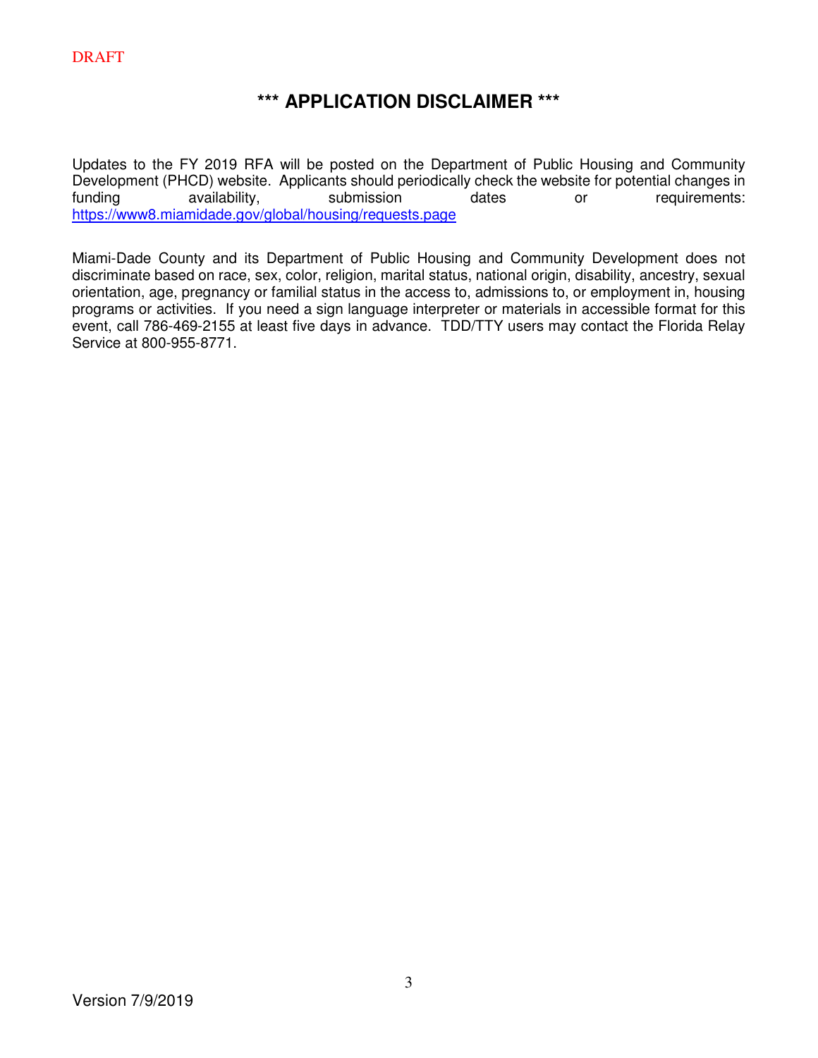DRAFT

# *** APPLICATION DISCLAIMER ***

Updates to the FY 2019 RFA will be posted on the Department of Public Housing and Community Development (PHCD) website. Applicants should periodically check the website for potential changes in funding availability, submission dates or requirements: https://www8.miamidade.gov/global/housing/requests.page

Miami-Dade County and its Department of Public Housing and Community Development does not discriminate based on race, sex, color, religion, marital status, national origin, disability, ancestry, sexual orientation, age, pregnancy or familial status in the access to, admissions to, or employment in, housing programs or activities. If you need a sign language interpreter or materials in accessible format for this event, call 786-469-2155 at least five days in advance. TDD/TTY users may contact the Florida Relay Service at 800-955-8771.

Version 7/9/2019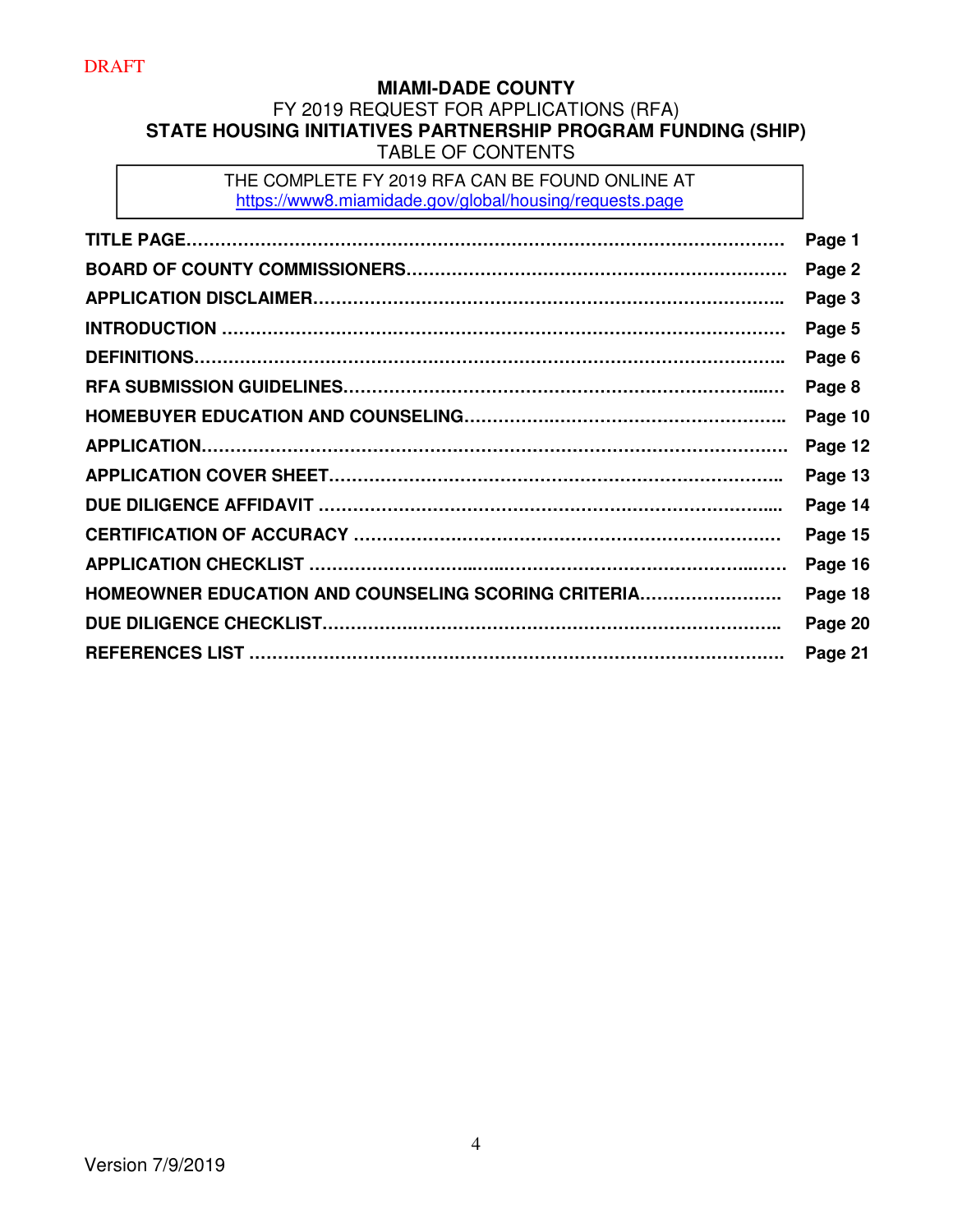DRAFT

# MIAMI-DADE COUNTY

FY 2019 REQUEST FOR APPLICATIONS (RFA)

## STATE HOUSING INITIATIVES PARTNERSHIP PROGRAM FUNDING (SHIP)

TABLE OF CONTENTS

THE COMPLETE FY 2019 RFA CAN BE FOUND ONLINE AT
https://www8.miamidade.gov/global/housing/requests.page

| | |
|---|---|
| **TITLE PAGE** | **Page 1** |
| **BOARD OF COUNTY COMMISSIONERS** | **Page 2** |
| **APPLICATION DISCLAIMER** | **Page 3** |
| **INTRODUCTION** | **Page 5** |
| **DEFINITIONS** | **Page 6** |
| **RFA SUBMISSION GUIDELINES** | **Page 8** |
| **HOMEBUYER EDUCATION AND COUNSELING** | **Page 10** |
| **APPLICATION** | **Page 12** |
| **APPLICATION COVER SHEET** | **Page 13** |
| **DUE DILIGENCE AFFIDAVIT** | **Page 14** |
| **CERTIFICATION OF ACCURACY** | **Page 15** |
| **APPLICATION CHECKLIST** | **Page 16** |
| **HOMEOWNER EDUCATION AND COUNSELING SCORING CRITERIA** | **Page 18** |
| **DUE DILIGENCE CHECKLIST** | **Page 20** |
| **REFERENCES LIST** | **Page 21** |

Version 7/9/2019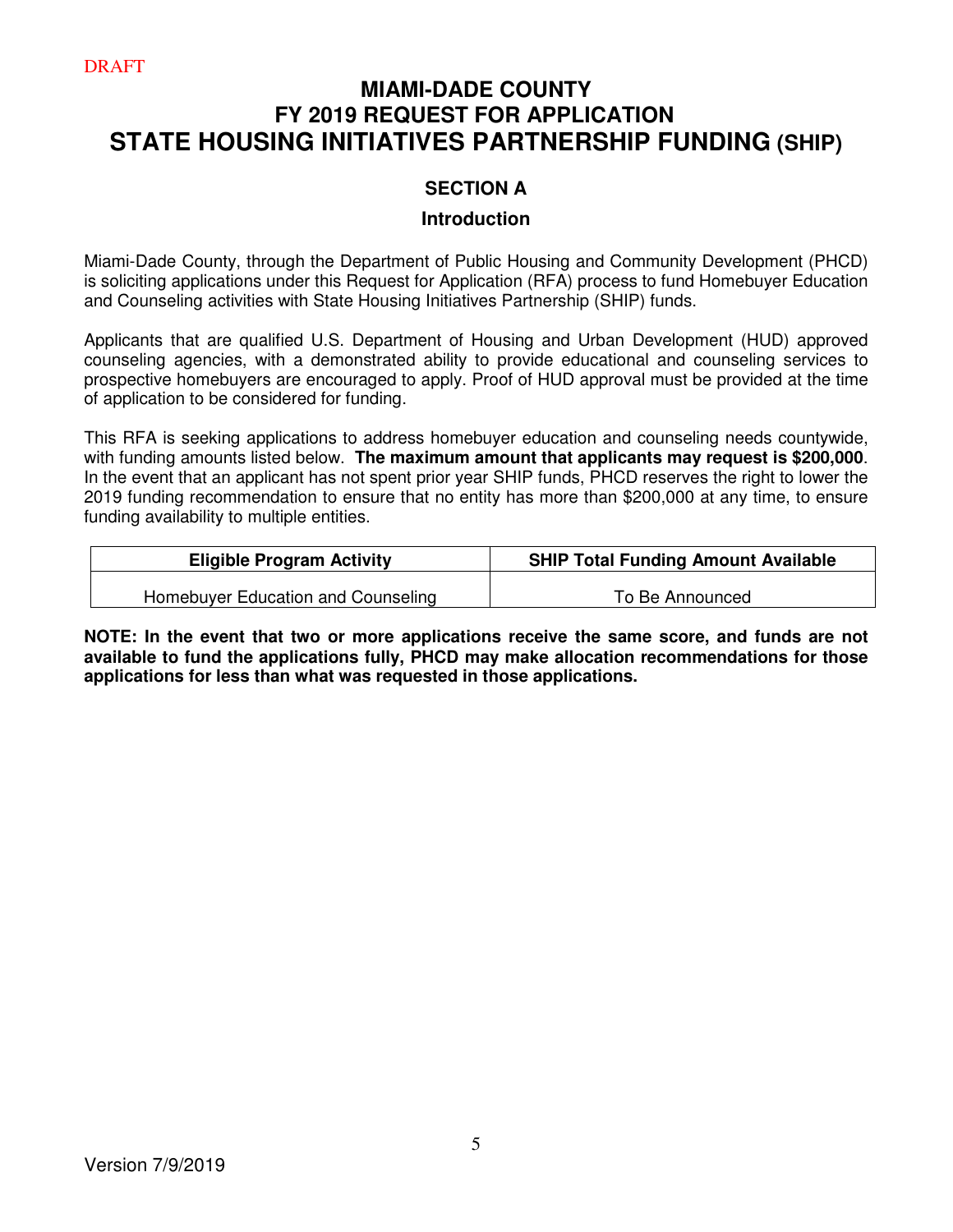DRAFT

# MIAMI-DADE COUNTY
# FY 2019 REQUEST FOR APPLICATION
# STATE HOUSING INITIATIVES PARTNERSHIP FUNDING (SHIP)

## SECTION A

### Introduction

Miami-Dade County, through the Department of Public Housing and Community Development (PHCD) is soliciting applications under this Request for Application (RFA) process to fund Homebuyer Education and Counseling activities with State Housing Initiatives Partnership (SHIP) funds.

Applicants that are qualified U.S. Department of Housing and Urban Development (HUD) approved counseling agencies, with a demonstrated ability to provide educational and counseling services to prospective homebuyers are encouraged to apply. Proof of HUD approval must be provided at the time of application to be considered for funding.

This RFA is seeking applications to address homebuyer education and counseling needs countywide, with funding amounts listed below. **The maximum amount that applicants may request is $200,000**. In the event that an applicant has not spent prior year SHIP funds, PHCD reserves the right to lower the 2019 funding recommendation to ensure that no entity has more than $200,000 at any time, to ensure funding availability to multiple entities.

| Eligible Program Activity | SHIP Total Funding Amount Available |
|---|---|
| Homebuyer Education and Counseling | To Be Announced |

**NOTE: In the event that two or more applications receive the same score, and funds are not available to fund the applications fully, PHCD may make allocation recommendations for those applications for less than what was requested in those applications.**

Version 7/9/2019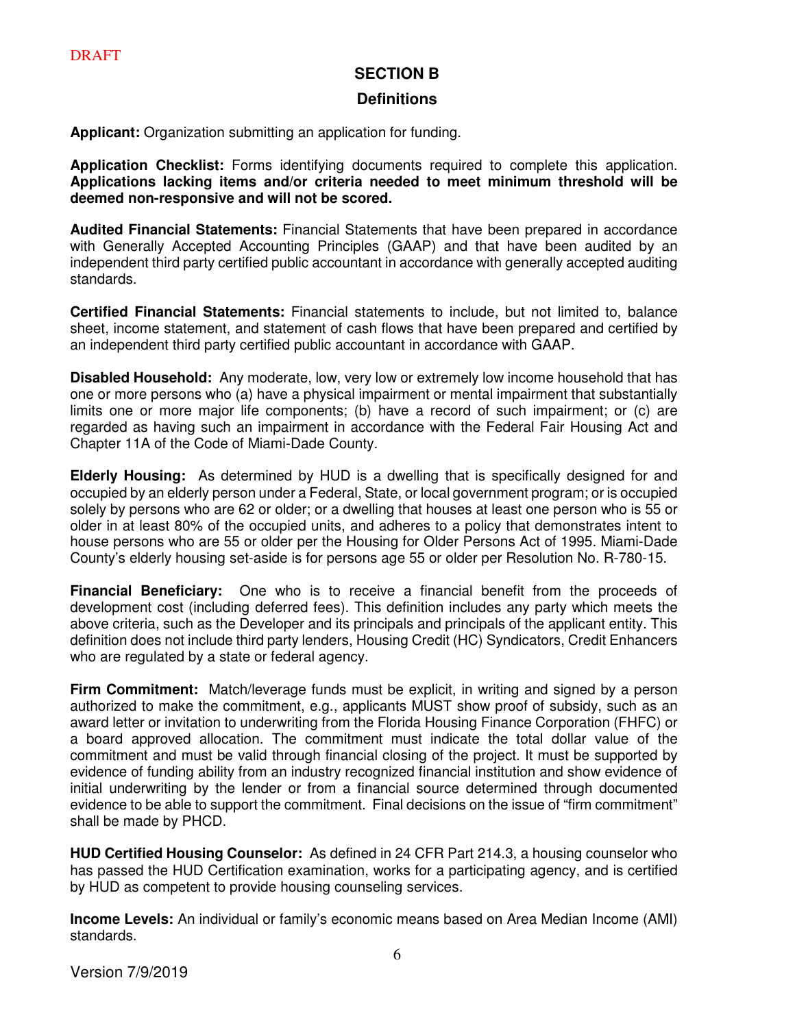DRAFT

## SECTION B

## Definitions

**Applicant:** Organization submitting an application for funding.

**Application Checklist:** Forms identifying documents required to complete this application. **Applications lacking items and/or criteria needed to meet minimum threshold will be deemed non-responsive and will not be scored.**

**Audited Financial Statements:** Financial Statements that have been prepared in accordance with Generally Accepted Accounting Principles (GAAP) and that have been audited by an independent third party certified public accountant in accordance with generally accepted auditing standards.

**Certified Financial Statements:** Financial statements to include, but not limited to, balance sheet, income statement, and statement of cash flows that have been prepared and certified by an independent third party certified public accountant in accordance with GAAP.

**Disabled Household:** Any moderate, low, very low or extremely low income household that has one or more persons who (a) have a physical impairment or mental impairment that substantially limits one or more major life components; (b) have a record of such impairment; or (c) are regarded as having such an impairment in accordance with the Federal Fair Housing Act and Chapter 11A of the Code of Miami-Dade County.

**Elderly Housing:** As determined by HUD is a dwelling that is specifically designed for and occupied by an elderly person under a Federal, State, or local government program; or is occupied solely by persons who are 62 or older; or a dwelling that houses at least one person who is 55 or older in at least 80% of the occupied units, and adheres to a policy that demonstrates intent to house persons who are 55 or older per the Housing for Older Persons Act of 1995. Miami-Dade County's elderly housing set-aside is for persons age 55 or older per Resolution No. R-780-15.

**Financial Beneficiary:** One who is to receive a financial benefit from the proceeds of development cost (including deferred fees). This definition includes any party which meets the above criteria, such as the Developer and its principals and principals of the applicant entity. This definition does not include third party lenders, Housing Credit (HC) Syndicators, Credit Enhancers who are regulated by a state or federal agency.

**Firm Commitment:** Match/leverage funds must be explicit, in writing and signed by a person authorized to make the commitment, e.g., applicants MUST show proof of subsidy, such as an award letter or invitation to underwriting from the Florida Housing Finance Corporation (FHFC) or a board approved allocation. The commitment must indicate the total dollar value of the commitment and must be valid through financial closing of the project. It must be supported by evidence of funding ability from an industry recognized financial institution and show evidence of initial underwriting by the lender or from a financial source determined through documented evidence to be able to support the commitment. Final decisions on the issue of "firm commitment" shall be made by PHCD.

**HUD Certified Housing Counselor:** As defined in 24 CFR Part 214.3, a housing counselor who has passed the HUD Certification examination, works for a participating agency, and is certified by HUD as competent to provide housing counseling services.

**Income Levels:** An individual or family's economic means based on Area Median Income (AMI) standards.

Version 7/9/2019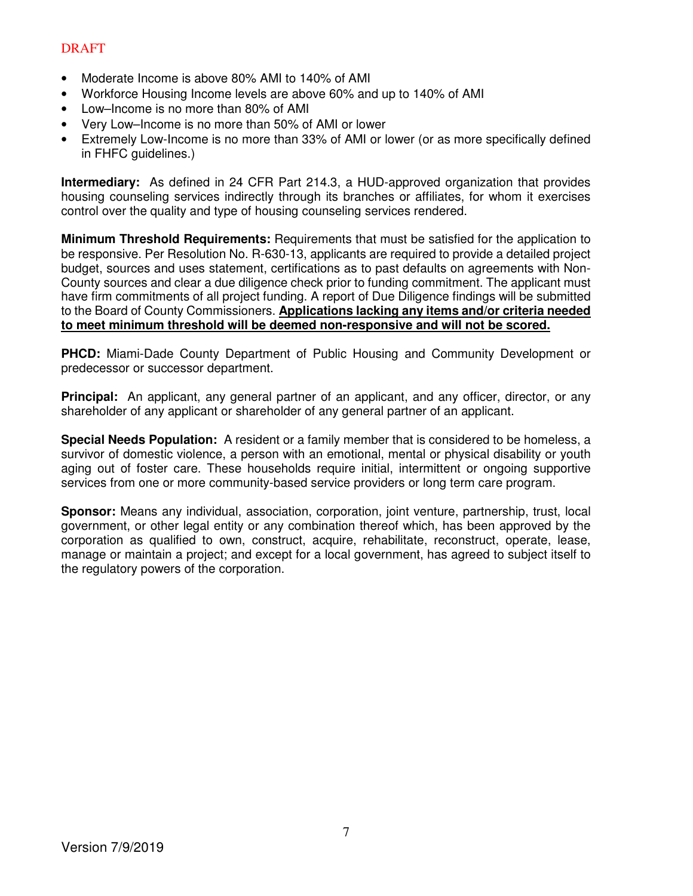DRAFT

- Moderate Income is above 80% AMI to 140% of AMI
- Workforce Housing Income levels are above 60% and up to 140% of AMI
- Low–Income is no more than 80% of AMI
- Very Low–Income is no more than 50% of AMI or lower
- Extremely Low-Income is no more than 33% of AMI or lower (or as more specifically defined in FHFC guidelines.)

**Intermediary:** As defined in 24 CFR Part 214.3, a HUD-approved organization that provides housing counseling services indirectly through its branches or affiliates, for whom it exercises control over the quality and type of housing counseling services rendered.

**Minimum Threshold Requirements:** Requirements that must be satisfied for the application to be responsive. Per Resolution No. R-630-13, applicants are required to provide a detailed project budget, sources and uses statement, certifications as to past defaults on agreements with Non-County sources and clear a due diligence check prior to funding commitment. The applicant must have firm commitments of all project funding. A report of Due Diligence findings will be submitted to the Board of County Commissioners. **Applications lacking any items and/or criteria needed to meet minimum threshold will be deemed non-responsive and will not be scored.**

**PHCD:** Miami-Dade County Department of Public Housing and Community Development or predecessor or successor department.

**Principal:** An applicant, any general partner of an applicant, and any officer, director, or any shareholder of any applicant or shareholder of any general partner of an applicant.

**Special Needs Population:** A resident or a family member that is considered to be homeless, a survivor of domestic violence, a person with an emotional, mental or physical disability or youth aging out of foster care. These households require initial, intermittent or ongoing supportive services from one or more community-based service providers or long term care program.

**Sponsor:** Means any individual, association, corporation, joint venture, partnership, trust, local government, or other legal entity or any combination thereof which, has been approved by the corporation as qualified to own, construct, acquire, rehabilitate, reconstruct, operate, lease, manage or maintain a project; and except for a local government, has agreed to subject itself to the regulatory powers of the corporation.

Version 7/9/2019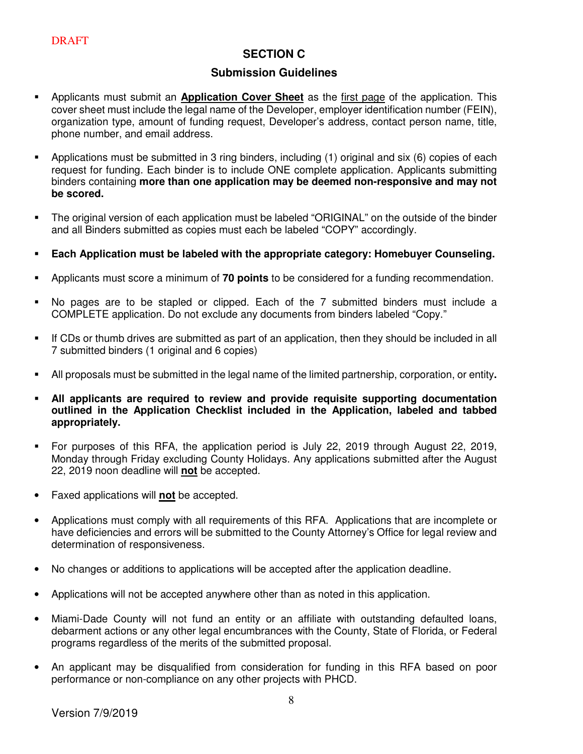DRAFT

## SECTION C

### Submission Guidelines

- Applicants must submit an **Application Cover Sheet** as the first page of the application. This cover sheet must include the legal name of the Developer, employer identification number (FEIN), organization type, amount of funding request, Developer's address, contact person name, title, phone number, and email address.

- Applications must be submitted in 3 ring binders, including (1) original and six (6) copies of each request for funding. Each binder is to include ONE complete application. Applicants submitting binders containing **more than one application may be deemed non-responsive and may not be scored.**

- The original version of each application must be labeled "ORIGINAL" on the outside of the binder and all Binders submitted as copies must each be labeled "COPY" accordingly.

- **Each Application must be labeled with the appropriate category: Homebuyer Counseling.**

- Applicants must score a minimum of **70 points** to be considered for a funding recommendation.

- No pages are to be stapled or clipped. Each of the 7 submitted binders must include a COMPLETE application. Do not exclude any documents from binders labeled "Copy."

- If CDs or thumb drives are submitted as part of an application, then they should be included in all 7 submitted binders (1 original and 6 copies)

- All proposals must be submitted in the legal name of the limited partnership, corporation, or entity**.**

- **All applicants are required to review and provide requisite supporting documentation outlined in the Application Checklist included in the Application, labeled and tabbed appropriately.**

- For purposes of this RFA, the application period is July 22, 2019 through August 22, 2019, Monday through Friday excluding County Holidays. Any applications submitted after the August 22, 2019 noon deadline will **not** be accepted.

- Faxed applications will **not** be accepted.

- Applications must comply with all requirements of this RFA. Applications that are incomplete or have deficiencies and errors will be submitted to the County Attorney's Office for legal review and determination of responsiveness.

- No changes or additions to applications will be accepted after the application deadline.

- Applications will not be accepted anywhere other than as noted in this application.

- Miami-Dade County will not fund an entity or an affiliate with outstanding defaulted loans, debarment actions or any other legal encumbrances with the County, State of Florida, or Federal programs regardless of the merits of the submitted proposal.

- An applicant may be disqualified from consideration for funding in this RFA based on poor performance or non-compliance on any other projects with PHCD.

Version 7/9/2019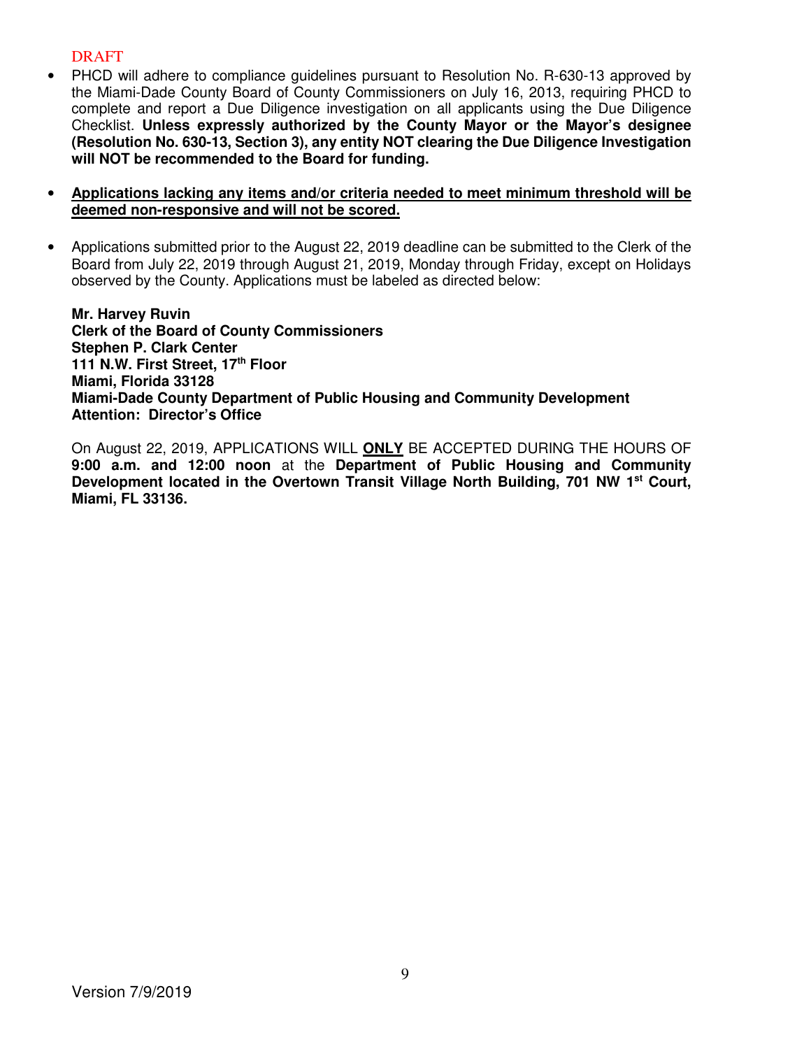DRAFT

- PHCD will adhere to compliance guidelines pursuant to Resolution No. R-630-13 approved by the Miami-Dade County Board of County Commissioners on July 16, 2013, requiring PHCD to complete and report a Due Diligence investigation on all applicants using the Due Diligence Checklist. **Unless expressly authorized by the County Mayor or the Mayor's designee (Resolution No. 630-13, Section 3), any entity NOT clearing the Due Diligence Investigation will NOT be recommended to the Board for funding.**

- **<u>Applications lacking any items and/or criteria needed to meet minimum threshold will be deemed non-responsive and will not be scored.</u>**

- Applications submitted prior to the August 22, 2019 deadline can be submitted to the Clerk of the Board from July 22, 2019 through August 21, 2019, Monday through Friday, except on Holidays observed by the County. Applications must be labeled as directed below:

  **Mr. Harvey Ruvin**
  **Clerk of the Board of County Commissioners**
  **Stephen P. Clark Center**
  **111 N.W. First Street, 17th Floor**
  **Miami, Florida 33128**
  **Miami-Dade County Department of Public Housing and Community Development**
  **Attention: Director's Office**

  On August 22, 2019, APPLICATIONS WILL **<u>ONLY</u>** BE ACCEPTED DURING THE HOURS OF **9:00 a.m. and 12:00 noon** at the **Department of Public Housing and Community Development located in the Overtown Transit Village North Building, 701 NW 1st Court, Miami, FL 33136.**

Version 7/9/2019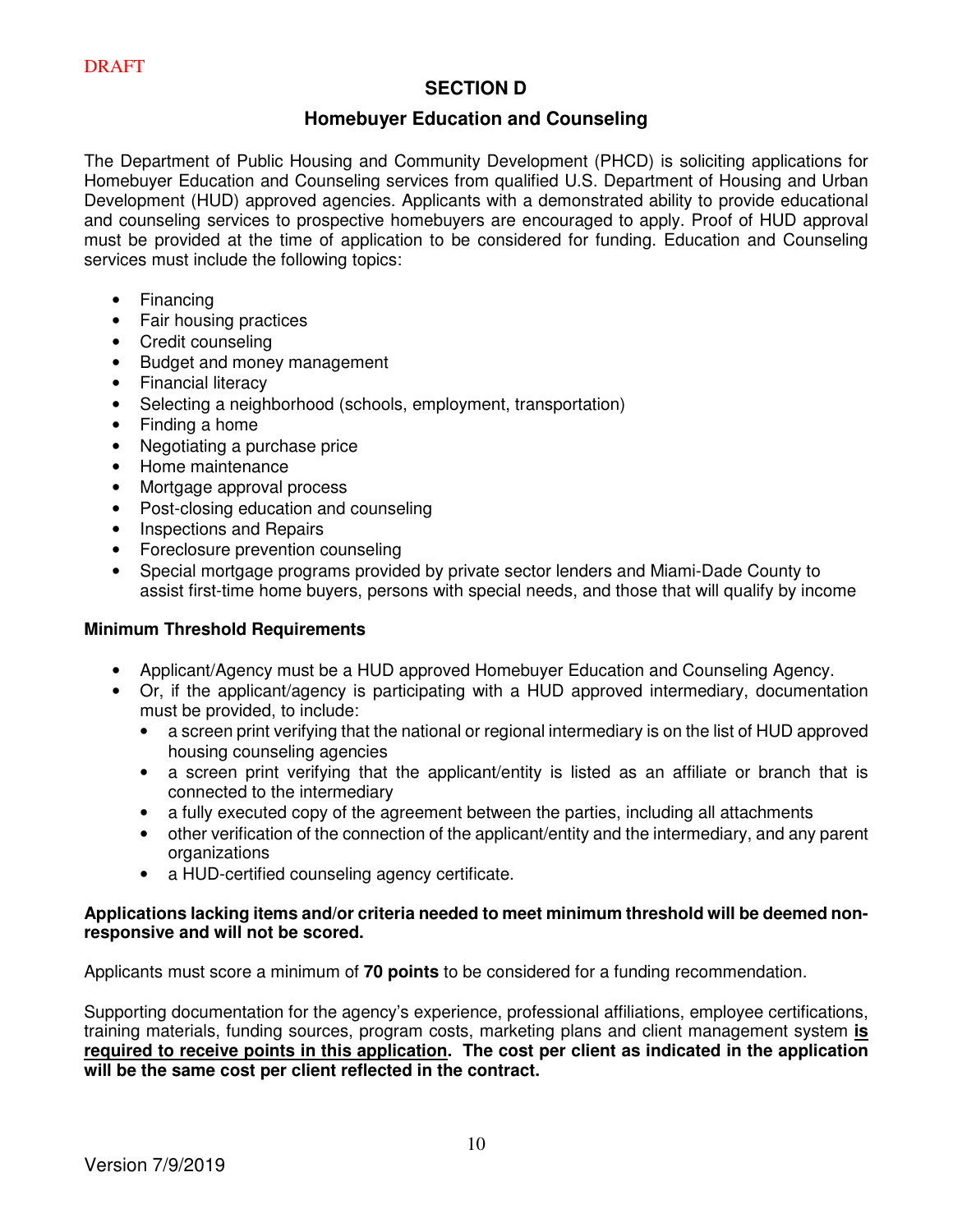DRAFT

## SECTION D

### Homebuyer Education and Counseling

The Department of Public Housing and Community Development (PHCD) is soliciting applications for Homebuyer Education and Counseling services from qualified U.S. Department of Housing and Urban Development (HUD) approved agencies. Applicants with a demonstrated ability to provide educational and counseling services to prospective homebuyers are encouraged to apply. Proof of HUD approval must be provided at the time of application to be considered for funding. Education and Counseling services must include the following topics:

- Financing
- Fair housing practices
- Credit counseling
- Budget and money management
- Financial literacy
- Selecting a neighborhood (schools, employment, transportation)
- Finding a home
- Negotiating a purchase price
- Home maintenance
- Mortgage approval process
- Post-closing education and counseling
- Inspections and Repairs
- Foreclosure prevention counseling
- Special mortgage programs provided by private sector lenders and Miami-Dade County to assist first-time home buyers, persons with special needs, and those that will qualify by income

**Minimum Threshold Requirements**

- Applicant/Agency must be a HUD approved Homebuyer Education and Counseling Agency.
- Or, if the applicant/agency is participating with a HUD approved intermediary, documentation must be provided, to include:
  - a screen print verifying that the national or regional intermediary is on the list of HUD approved housing counseling agencies
  - a screen print verifying that the applicant/entity is listed as an affiliate or branch that is connected to the intermediary
  - a fully executed copy of the agreement between the parties, including all attachments
  - other verification of the connection of the applicant/entity and the intermediary, and any parent organizations
  - a HUD-certified counseling agency certificate.

**Applications lacking items and/or criteria needed to meet minimum threshold will be deemed non-responsive and will not be scored.**

Applicants must score a minimum of **70 points** to be considered for a funding recommendation.

Supporting documentation for the agency's experience, professional affiliations, employee certifications, training materials, funding sources, program costs, marketing plans and client management system **<u>is required to receive points in this application</u>. The cost per client as indicated in the application will be the same cost per client reflected in the contract.**

Version 7/9/2019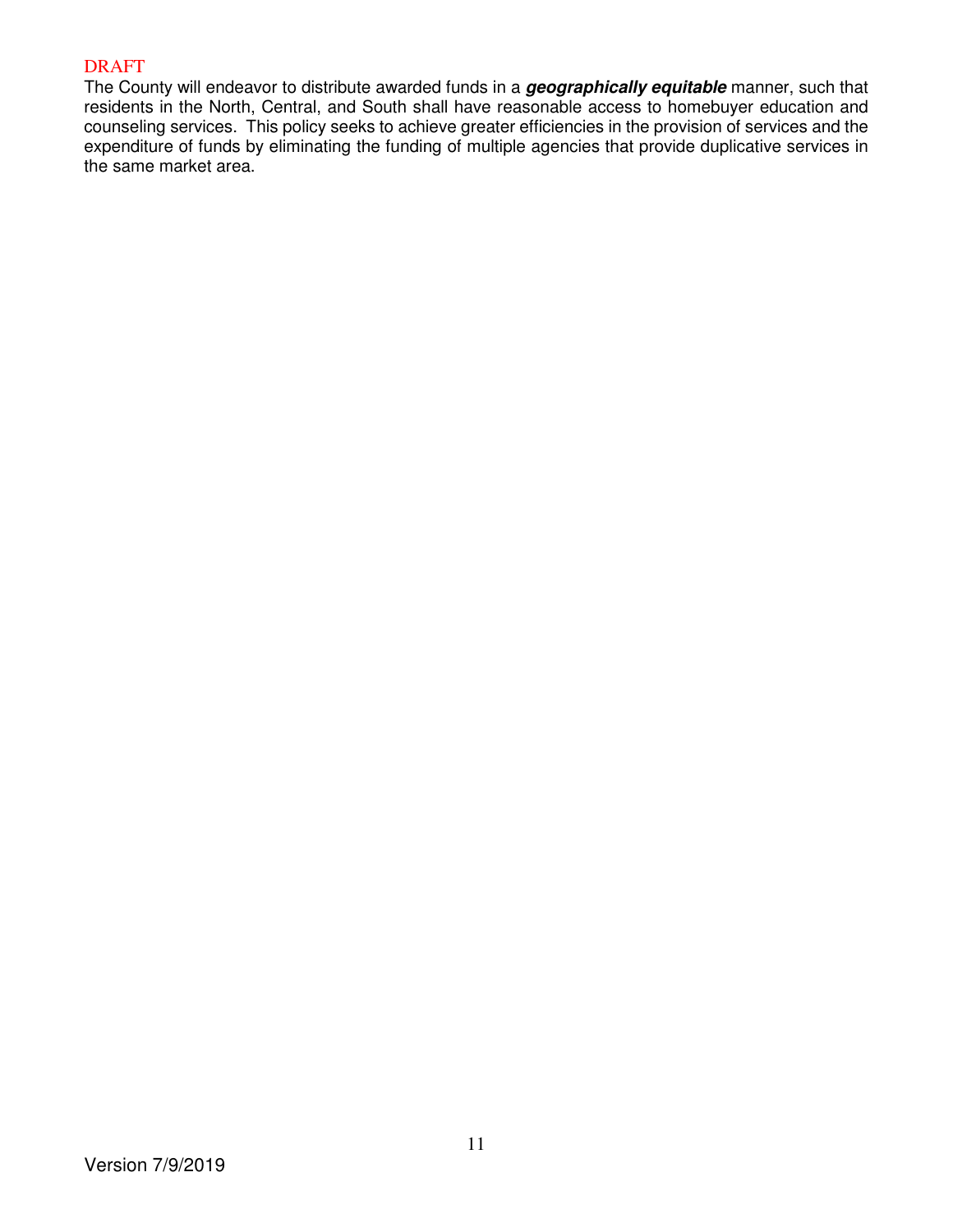The County will endeavor to distribute awarded funds in a ***geographically equitable*** manner, such that residents in the North, Central, and South shall have reasonable access to homebuyer education and counseling services. This policy seeks to achieve greater efficiencies in the provision of services and the expenditure of funds by eliminating the funding of multiple agencies that provide duplicative services in the same market area.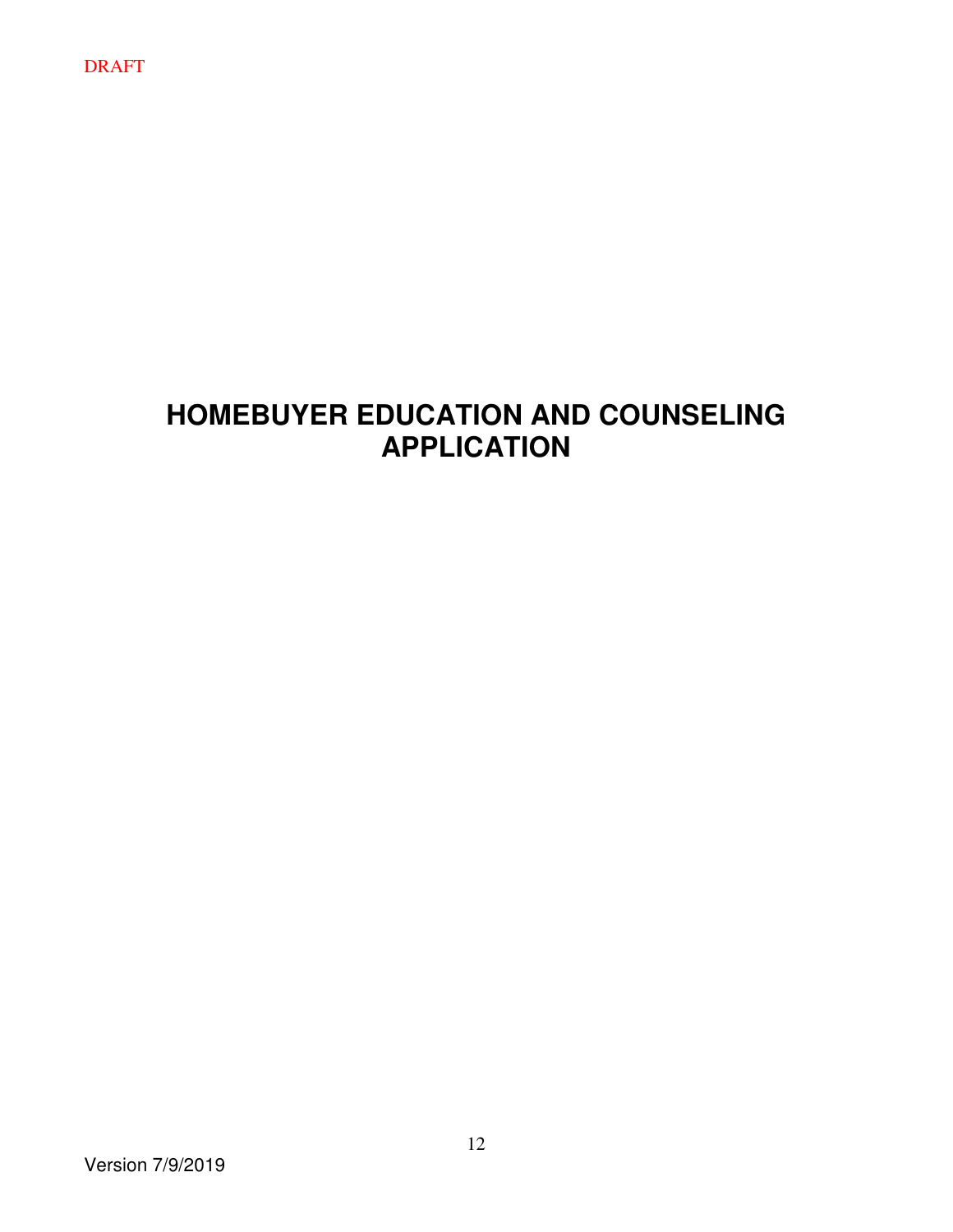# HOMEBUYER EDUCATION AND COUNSELING APPLICATION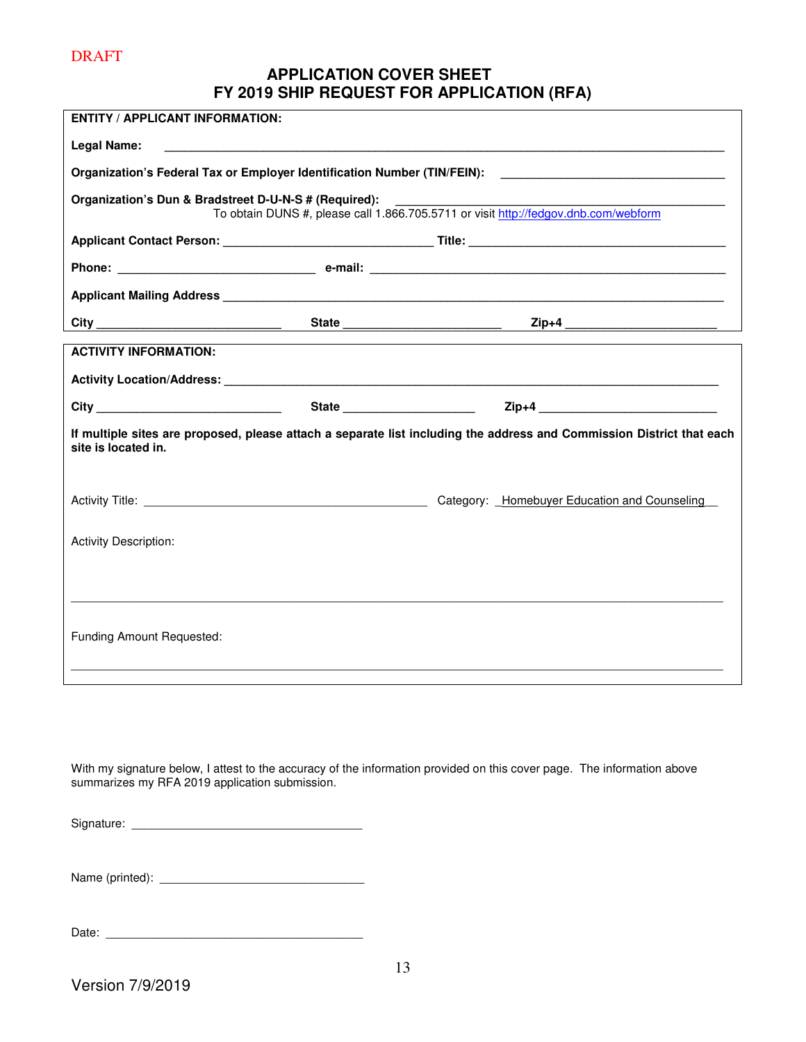DRAFT

# APPLICATION COVER SHEET
# FY 2019 SHIP REQUEST FOR APPLICATION (RFA)

**ENTITY / APPLICANT INFORMATION:**

**Legal Name:** ______________________________________________________________

**Organization's Federal Tax or Employer Identification Number (TIN/FEIN):** ______________________

**Organization's Dun & Bradstreet D-U-N-S # (Required):** ______________________________
To obtain DUNS #, please call 1.866.705.5711 or visit http://fedgov.dnb.com/webform

**Applicant Contact Person:** ______________________ **Title:** ______________________

**Phone:** ______________________ **e-mail:** ______________________________

**Applicant Mailing Address** ______________________________________________________

**City** ______________________ **State** ______________________ **Zip+4** ______________________

**ACTIVITY INFORMATION:**

**Activity Location/Address:** ______________________________________________________

**City** ______________________ **State** ______________________ **Zip+4** ______________________

**If multiple sites are proposed, please attach a separate list including the address and Commission District that each site is located in.**

Activity Title: ______________________________ Category: Homebuyer Education and Counseling

Activity Description:

______________________________________________________________________________

Funding Amount Requested:

______________________________________________________________________________

With my signature below, I attest to the accuracy of the information provided on this cover page. The information above summarizes my RFA 2019 application submission.

Signature: ______________________________

Name (printed): ______________________________

Date: ______________________________

Version 7/9/2019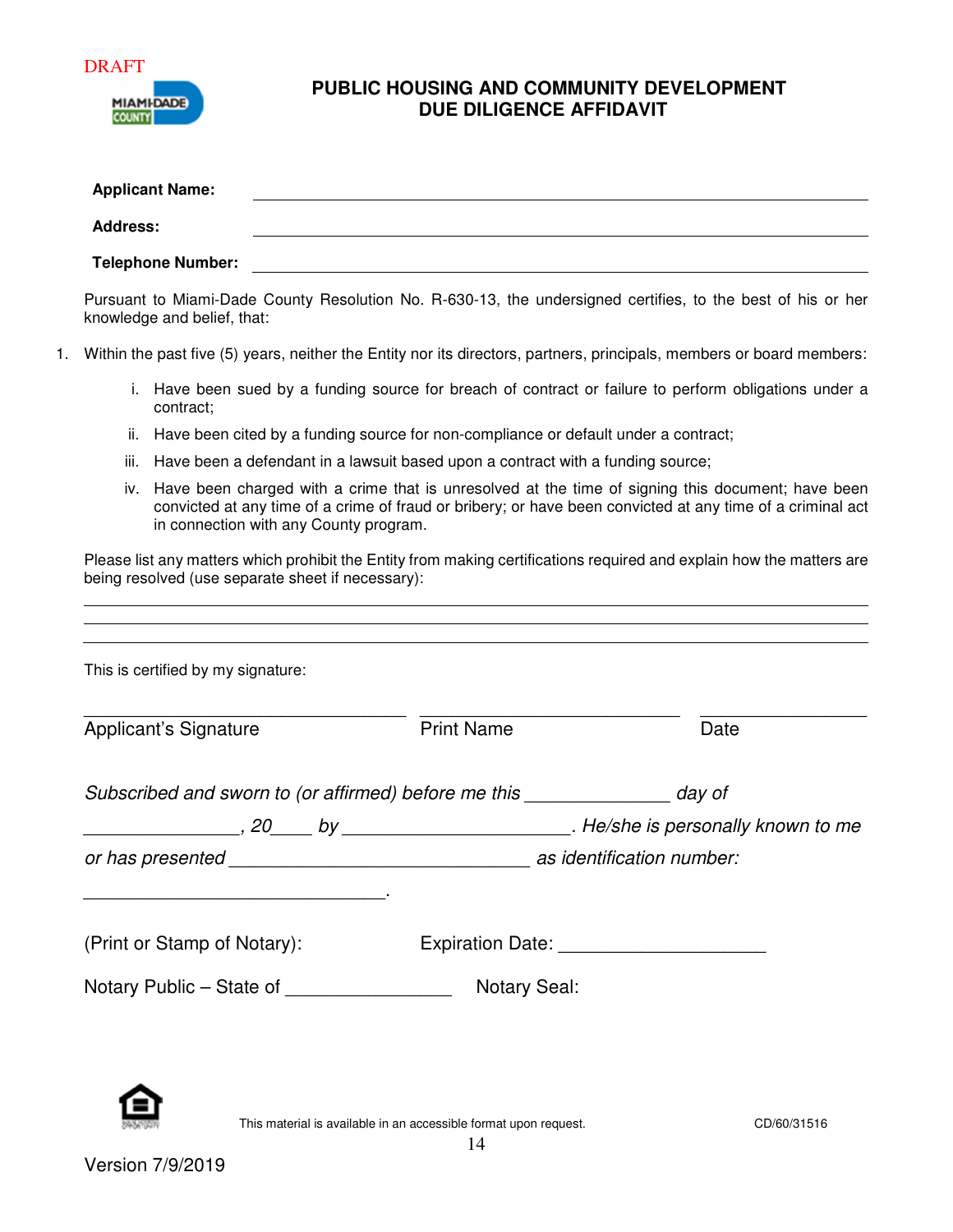DRAFT

# PUBLIC HOUSING AND COMMUNITY DEVELOPMENT
# DUE DILIGENCE AFFIDAVIT

**Applicant Name:** \_\_\_\_\_\_\_\_\_\_\_\_\_\_\_\_\_\_\_\_\_\_\_\_\_\_\_\_\_\_\_\_\_\_\_\_\_\_\_\_

**Address:** \_\_\_\_\_\_\_\_\_\_\_\_\_\_\_\_\_\_\_\_\_\_\_\_\_\_\_\_\_\_\_\_\_\_\_\_\_\_\_\_

**Telephone Number:** \_\_\_\_\_\_\_\_\_\_\_\_\_\_\_\_\_\_\_\_\_\_\_\_\_\_\_\_\_\_\_\_\_\_\_\_\_\_\_\_

Pursuant to Miami-Dade County Resolution No. R-630-13, the undersigned certifies, to the best of his or her knowledge and belief, that:

1. Within the past five (5) years, neither the Entity nor its directors, partners, principals, members or board members:

   i. Have been sued by a funding source for breach of contract or failure to perform obligations under a contract;

   ii. Have been cited by a funding source for non-compliance or default under a contract;

   iii. Have been a defendant in a lawsuit based upon a contract with a funding source;

   iv. Have been charged with a crime that is unresolved at the time of signing this document; have been convicted at any time of a crime of fraud or bribery; or have been convicted at any time of a criminal act in connection with any County program.

Please list any matters which prohibit the Entity from making certifications required and explain how the matters are being resolved (use separate sheet if necessary):

\_\_\_\_\_\_\_\_\_\_\_\_\_\_\_\_\_\_\_\_\_\_\_\_\_\_\_\_\_\_\_\_\_\_\_\_\_\_\_\_\_\_\_\_\_\_\_\_\_\_\_\_\_\_\_\_\_\_\_\_

\_\_\_\_\_\_\_\_\_\_\_\_\_\_\_\_\_\_\_\_\_\_\_\_\_\_\_\_\_\_\_\_\_\_\_\_\_\_\_\_\_\_\_\_\_\_\_\_\_\_\_\_\_\_\_\_\_\_\_\_

\_\_\_\_\_\_\_\_\_\_\_\_\_\_\_\_\_\_\_\_\_\_\_\_\_\_\_\_\_\_\_\_\_\_\_\_\_\_\_\_\_\_\_\_\_\_\_\_\_\_\_\_\_\_\_\_\_\_\_\_

This is certified by my signature:

| \_\_\_\_\_\_\_\_\_\_\_\_\_\_\_\_\_\_\_\_\_\_\_\_\_ | \_\_\_\_\_\_\_\_\_\_\_\_\_\_\_\_\_\_\_\_\_\_\_\_\_ | \_\_\_\_\_\_\_\_\_\_\_\_\_\_\_ |
|---|---|---|
| Applicant's Signature | Print Name | Date |

*Subscribed and sworn to (or affirmed) before me this* \_\_\_\_\_\_\_\_\_\_\_\_\_\_ *day of* \_\_\_\_\_\_\_\_\_\_\_\_\_\_\_\_, *20*\_\_\_\_ *by* \_\_\_\_\_\_\_\_\_\_\_\_\_\_\_\_\_\_\_\_\_\_\_. *He/she is personally known to me or has presented* \_\_\_\_\_\_\_\_\_\_\_\_\_\_\_\_\_\_\_\_\_\_\_\_\_\_\_\_\_\_ *as identification number:* \_\_\_\_\_\_\_\_\_\_\_\_\_\_\_\_\_\_\_\_\_\_\_\_\_\_\_\_\_\_.

(Print or Stamp of Notary): Expiration Date: \_\_\_\_\_\_\_\_\_\_\_\_\_\_\_\_\_\_\_\_

Notary Public – State of \_\_\_\_\_\_\_\_\_\_\_\_\_\_\_\_ Notary Seal:

This material is available in an accessible format upon request.

CD/60/31516

Version 7/9/2019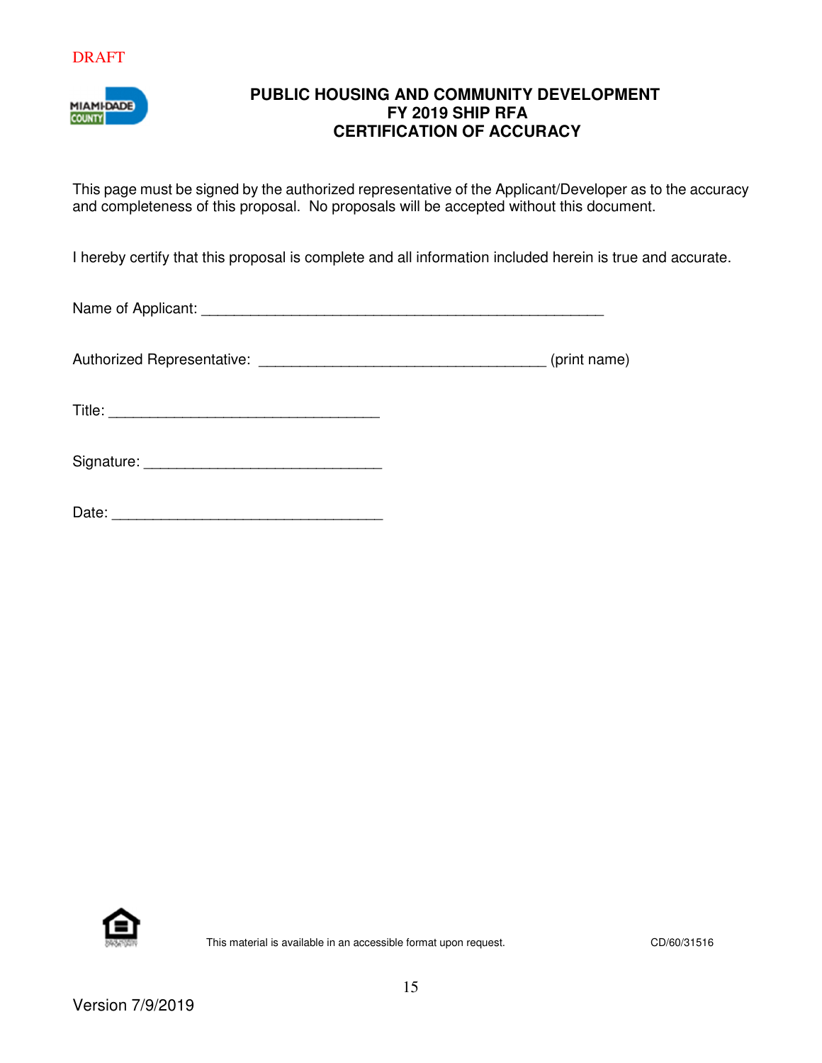DRAFT

# PUBLIC HOUSING AND COMMUNITY DEVELOPMENT
## FY 2019 SHIP RFA
## CERTIFICATION OF ACCURACY

This page must be signed by the authorized representative of the Applicant/Developer as to the accuracy and completeness of this proposal. No proposals will be accepted without this document.

I hereby certify that this proposal is complete and all information included herein is true and accurate.

Name of Applicant: ___________________________________________________

Authorized Representative: ____________________________________ (print name)

Title: __________________________________

Signature: ______________________________

Date: __________________________________

This material is available in an accessible format upon request.

CD/60/31516

Version 7/9/2019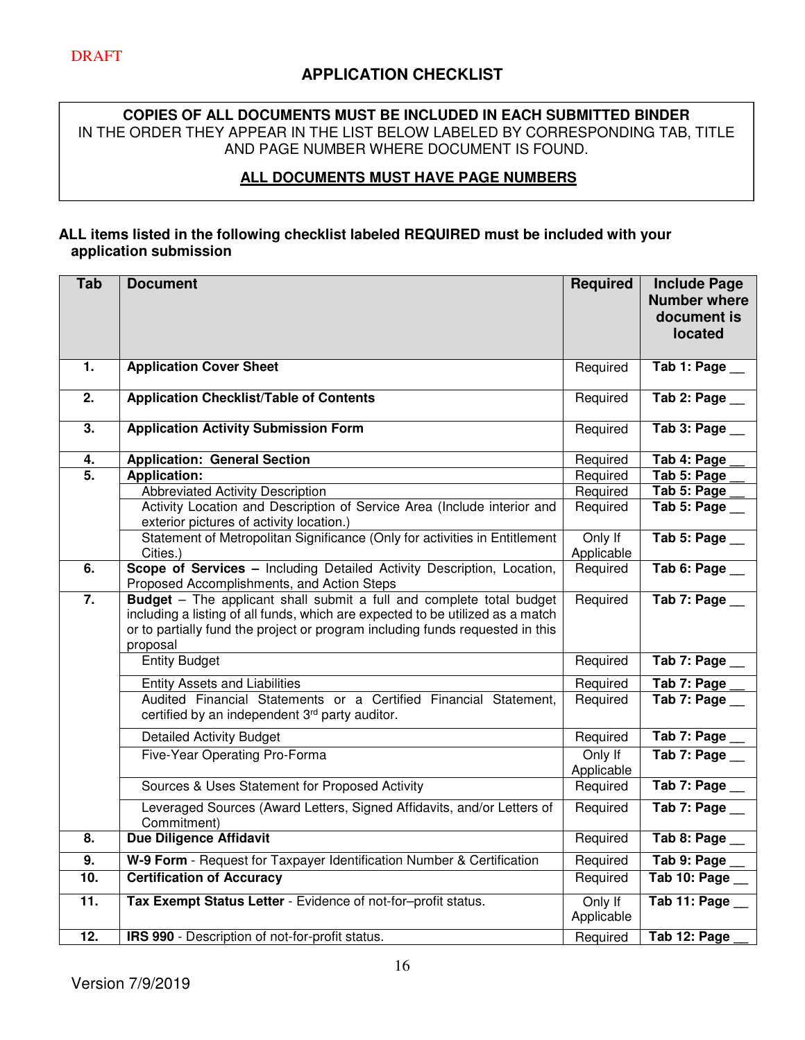DRAFT

## APPLICATION CHECKLIST

**COPIES OF ALL DOCUMENTS MUST BE INCLUDED IN EACH SUBMITTED BINDER** IN THE ORDER THEY APPEAR IN THE LIST BELOW LABELED BY CORRESPONDING TAB, TITLE AND PAGE NUMBER WHERE DOCUMENT IS FOUND.

**ALL DOCUMENTS MUST HAVE PAGE NUMBERS**

**ALL items listed in the following checklist labeled REQUIRED must be included with your application submission**

| Tab | Document | Required | Include Page Number where document is located |
|---|---|---|---|
| 1. | **Application Cover Sheet** | Required | **Tab 1: Page __** |
| 2. | **Application Checklist/Table of Contents** | Required | **Tab 2: Page __** |
| 3. | **Application Activity Submission Form** | Required | **Tab 3: Page __** |
| 4. | **Application: General Section** | Required | **Tab 4: Page __** |
| 5. | **Application:** | Required | **Tab 5: Page __** |
| | Abbreviated Activity Description | Required | **Tab 5: Page __** |
| | Activity Location and Description of Service Area (Include interior and exterior pictures of activity location.) | Required | **Tab 5: Page __** |
| | Statement of Metropolitan Significance (Only for activities in Entitlement Cities.) | Only If Applicable | **Tab 5: Page __** |
| 6. | **Scope of Services –** Including Detailed Activity Description, Location, Proposed Accomplishments, and Action Steps | Required | **Tab 6: Page __** |
| 7. | **Budget** – The applicant shall submit a full and complete total budget including a listing of all funds, which are expected to be utilized as a match or to partially fund the project or program including funds requested in this proposal | Required | **Tab 7: Page __** |
| | Entity Budget | Required | **Tab 7: Page __** |
| | Entity Assets and Liabilities | Required | **Tab 7: Page __** |
| | Audited Financial Statements or a Certified Financial Statement, certified by an independent 3rd party auditor. | Required | **Tab 7: Page __** |
| | Detailed Activity Budget | Required | **Tab 7: Page __** |
| | Five-Year Operating Pro-Forma | Only If Applicable | **Tab 7: Page __** |
| | Sources & Uses Statement for Proposed Activity | Required | **Tab 7: Page __** |
| | Leveraged Sources (Award Letters, Signed Affidavits, and/or Letters of Commitment) | Required | **Tab 7: Page __** |
| 8. | **Due Diligence Affidavit** | Required | **Tab 8: Page __** |
| 9. | **W-9 Form** - Request for Taxpayer Identification Number & Certification | Required | **Tab 9: Page __** |
| 10. | **Certification of Accuracy** | Required | **Tab 10: Page __** |
| 11. | **Tax Exempt Status Letter** - Evidence of not-for–profit status. | Only If Applicable | **Tab 11: Page __** |
| 12. | **IRS 990** - Description of not-for-profit status. | Required | **Tab 12: Page __** |

Version 7/9/2019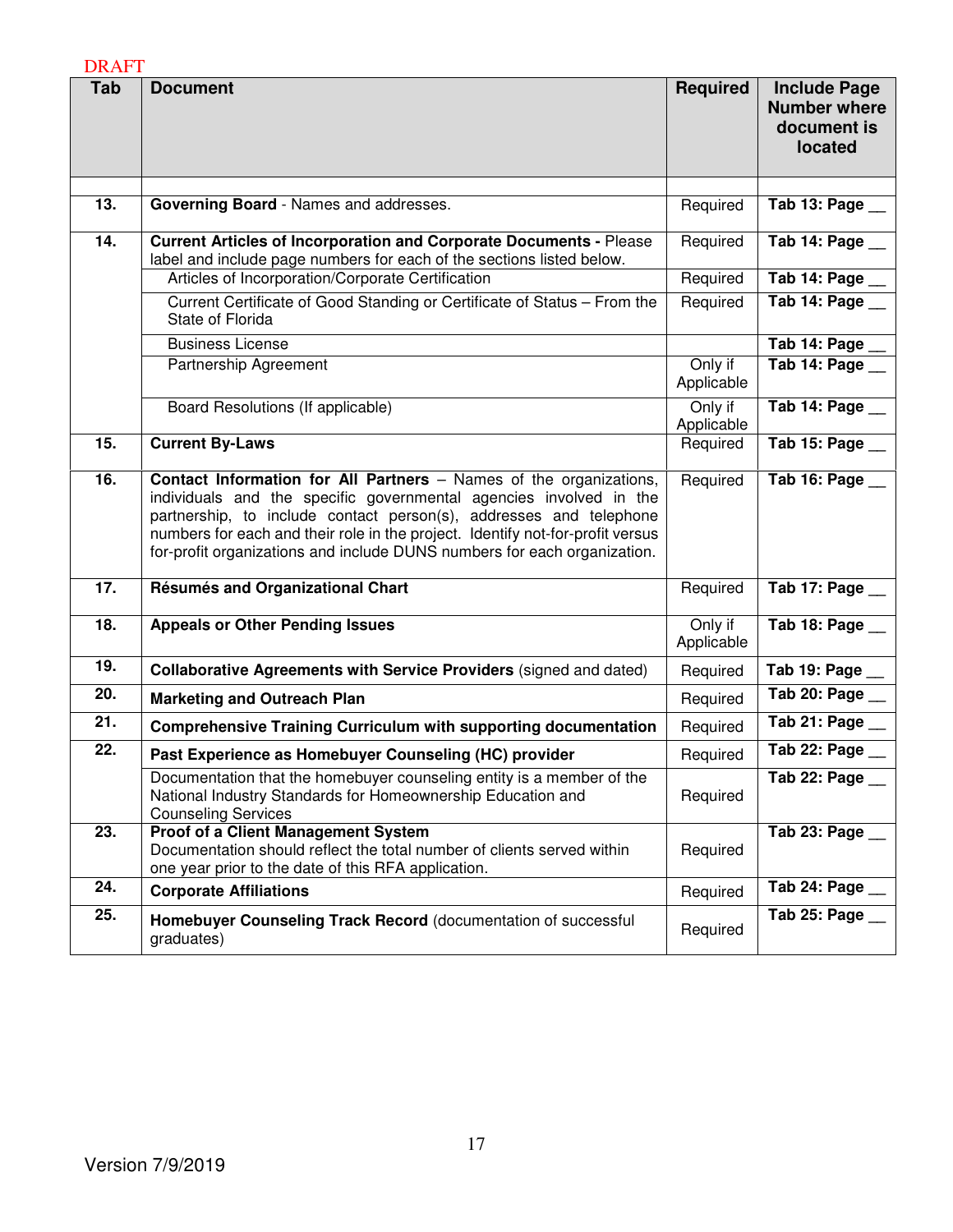DRAFT

| Tab | Document | Required | Include Page Number where document is located |
|---|---|---|---|
| | | | |
| 13. | **Governing Board** - Names and addresses. | Required | **Tab 13: Page __** |
| 14. | **Current Articles of Incorporation and Corporate Documents -** Please label and include page numbers for each of the sections listed below. | Required | **Tab 14: Page __** |
| | Articles of Incorporation/Corporate Certification | Required | **Tab 14: Page __** |
| | Current Certificate of Good Standing or Certificate of Status – From the State of Florida | Required | **Tab 14: Page __** |
| | Business License | | **Tab 14: Page __** |
| | Partnership Agreement | Only if Applicable | **Tab 14: Page __** |
| | Board Resolutions (If applicable) | Only if Applicable | **Tab 14: Page __** |
| 15. | **Current By-Laws** | Required | **Tab 15: Page __** |
| 16. | **Contact Information for All Partners** – Names of the organizations, individuals and the specific governmental agencies involved in the partnership, to include contact person(s), addresses and telephone numbers for each and their role in the project. Identify not-for-profit versus for-profit organizations and include DUNS numbers for each organization. | Required | **Tab 16: Page __** |
| 17. | **Résumés and Organizational Chart** | Required | **Tab 17: Page __** |
| 18. | **Appeals or Other Pending Issues** | Only if Applicable | **Tab 18: Page __** |
| 19. | **Collaborative Agreements with Service Providers** (signed and dated) | Required | **Tab 19: Page __** |
| 20. | **Marketing and Outreach Plan** | Required | **Tab 20: Page __** |
| 21. | **Comprehensive Training Curriculum with supporting documentation** | Required | **Tab 21: Page __** |
| 22. | **Past Experience as Homebuyer Counseling (HC) provider** | Required | **Tab 22: Page __** |
| | Documentation that the homebuyer counseling entity is a member of the National Industry Standards for Homeownership Education and Counseling Services | Required | **Tab 22: Page __** |
| 23. | **Proof of a Client Management System** Documentation should reflect the total number of clients served within one year prior to the date of this RFA application. | Required | **Tab 23: Page __** |
| 24. | **Corporate Affiliations** | Required | **Tab 24: Page __** |
| 25. | **Homebuyer Counseling Track Record** (documentation of successful graduates) | Required | **Tab 25: Page __** |

Version 7/9/2019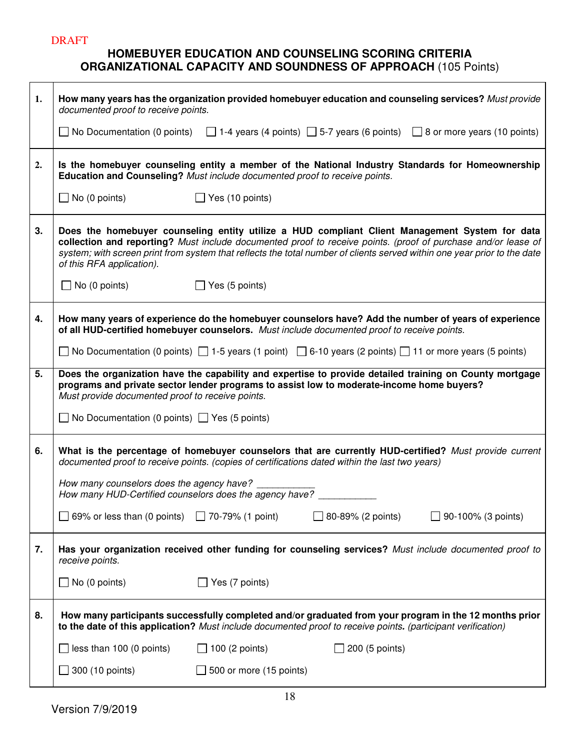DRAFT

# HOMEBUYER EDUCATION AND COUNSELING SCORING CRITERIA
## ORGANIZATIONAL CAPACITY AND SOUNDNESS OF APPROACH (105 Points)

| | |
|---|---|
| **1.** | **How many years has the organization provided homebuyer education and counseling services?** *Must provide documented proof to receive points.*<br><br>☐ No Documentation (0 points) ☐ 1-4 years (4 points) ☐ 5-7 years (6 points) ☐ 8 or more years (10 points) |
| **2.** | **Is the homebuyer counseling entity a member of the National Industry Standards for Homeownership Education and Counseling?** *Must include documented proof to receive points.*<br><br>☐ No (0 points) ☐ Yes (10 points) |
| **3.** | **Does the homebuyer counseling entity utilize a HUD compliant Client Management System for data collection and reporting?** *Must include documented proof to receive points. (proof of purchase and/or lease of system; with screen print from system that reflects the total number of clients served within one year prior to the date of this RFA application).*<br><br>☐ No (0 points) ☐ Yes (5 points) |
| **4.** | **How many years of experience do the homebuyer counselors have? Add the number of years of experience of all HUD-certified homebuyer counselors.** *Must include documented proof to receive points.*<br><br>☐ No Documentation (0 points) ☐ 1-5 years (1 point) ☐ 6-10 years (2 points) ☐ 11 or more years (5 points) |
| **5.** | **Does the organization have the capability and expertise to provide detailed training on County mortgage programs and private sector lender programs to assist low to moderate-income home buyers?** *Must provide documented proof to receive points.*<br><br>☐ No Documentation (0 points) ☐ Yes (5 points) |
| **6.** | **What is the percentage of homebuyer counselors that are currently HUD-certified?** *Must provide current documented proof to receive points. (copies of certifications dated within the last two years)*<br><br>*How many counselors does the agency have?* ___________<br>*How many HUD-Certified counselors does the agency have?* ___________<br><br>☐ 69% or less than (0 points) ☐ 70-79% (1 point) ☐ 80-89% (2 points) ☐ 90-100% (3 points) |
| **7.** | **Has your organization received other funding for counseling services?** *Must include documented proof to receive points.*<br><br>☐ No (0 points) ☐ Yes (7 points) |
| **8.** | **How many participants successfully completed and/or graduated from your program in the 12 months prior to the date of this application?** *Must include documented proof to receive points. (participant verification)*<br><br>☐ less than 100 (0 points) ☐ 100 (2 points) ☐ 200 (5 points)<br><br>☐ 300 (10 points) ☐ 500 or more (15 points) |

Version 7/9/2019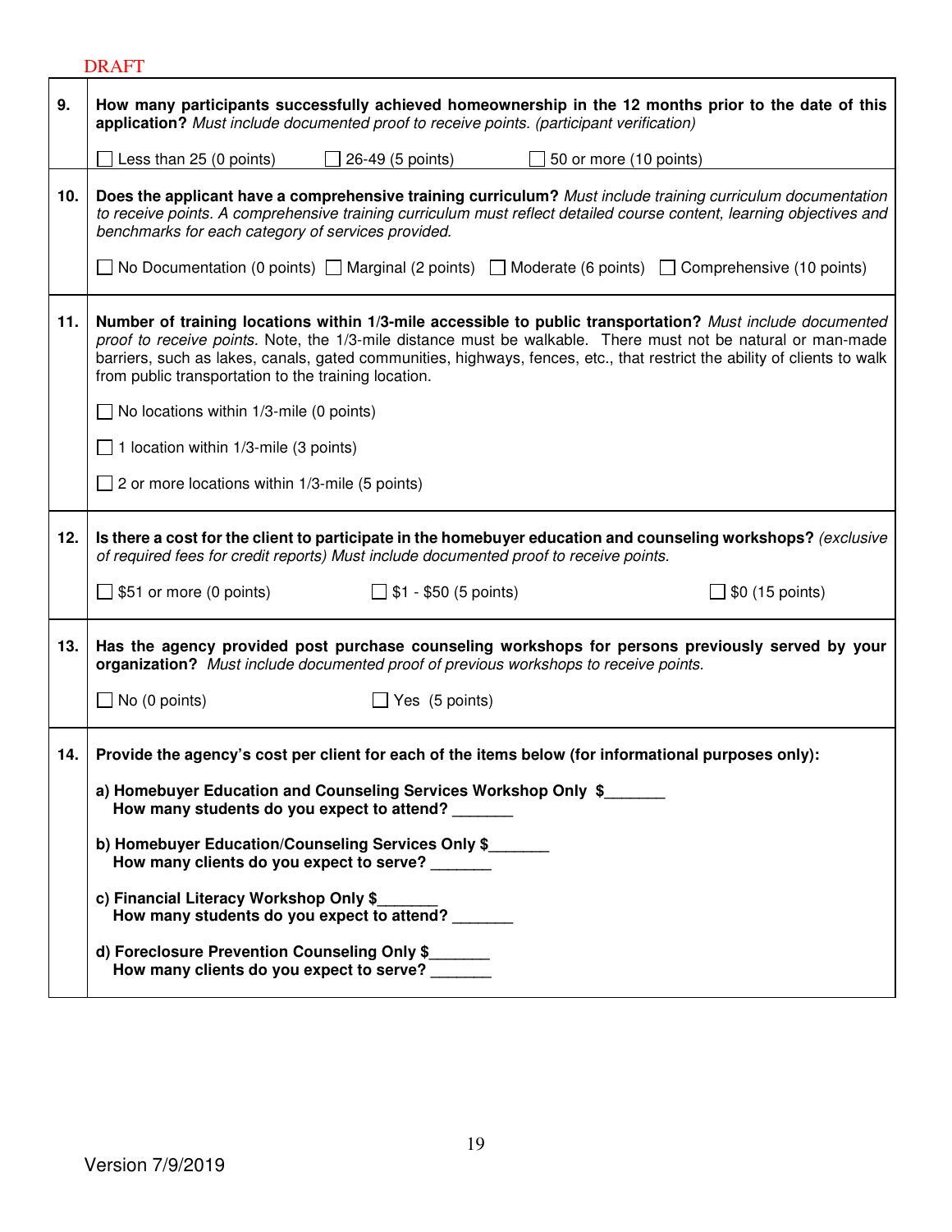DRAFT

**9.** **How many participants successfully achieved homeownership in the 12 months prior to the date of this application?** *Must include documented proof to receive points. (participant verification)*

☐ Less than 25 (0 points) ☐ 26-49 (5 points) ☐ 50 or more (10 points)

**10.** **Does the applicant have a comprehensive training curriculum?** *Must include training curriculum documentation to receive points. A comprehensive training curriculum must reflect detailed course content, learning objectives and benchmarks for each category of services provided.*

☐ No Documentation (0 points) ☐ Marginal (2 points) ☐ Moderate (6 points) ☐ Comprehensive (10 points)

**11.** **Number of training locations within 1/3-mile accessible to public transportation?** *Must include documented proof to receive points.* Note, the 1/3-mile distance must be walkable. There must not be natural or man-made barriers, such as lakes, canals, gated communities, highways, fences, etc., that restrict the ability of clients to walk from public transportation to the training location.

☐ No locations within 1/3-mile (0 points)

☐ 1 location within 1/3-mile (3 points)

☐ 2 or more locations within 1/3-mile (5 points)

**12.** **Is there a cost for the client to participate in the homebuyer education and counseling workshops?** *(exclusive of required fees for credit reports) Must include documented proof to receive points.*

☐ $51 or more (0 points) ☐ $1 - $50 (5 points) ☐ $0 (15 points)

**13.** **Has the agency provided post purchase counseling workshops for persons previously served by your organization?** *Must include documented proof of previous workshops to receive points.*

☐ No (0 points) ☐ Yes (5 points)

**14.** **Provide the agency's cost per client for each of the items below (for informational purposes only):**

**a) Homebuyer Education and Counseling Services Workshop Only $_______**
**How many students do you expect to attend? _______**

**b) Homebuyer Education/Counseling Services Only $_______**
**How many clients do you expect to serve? _______**

**c) Financial Literacy Workshop Only $_______**
**How many students do you expect to attend? _______**

**d) Foreclosure Prevention Counseling Only $_______**
**How many clients do you expect to serve? _______**

Version 7/9/2019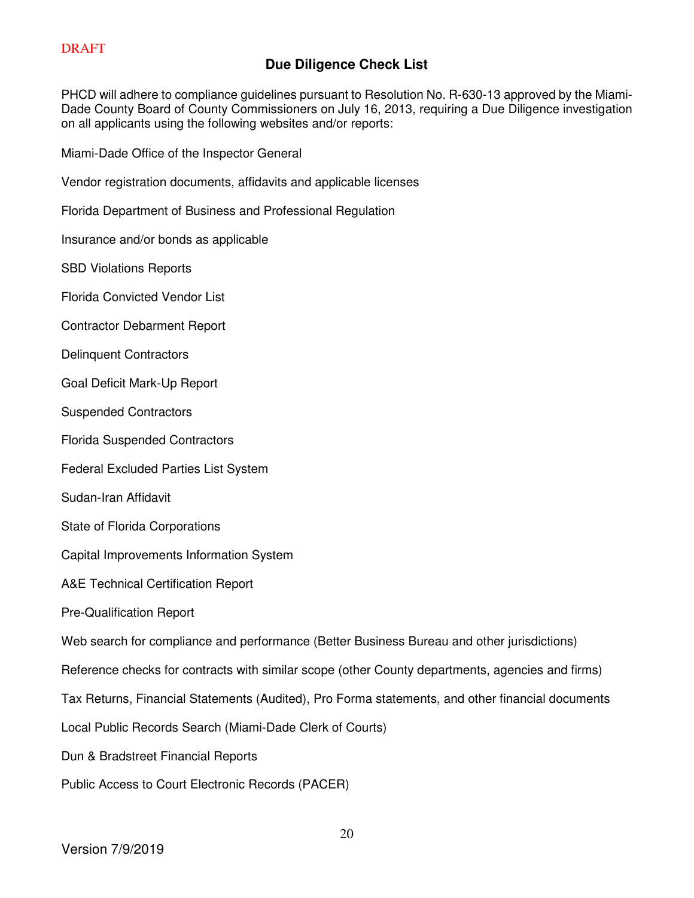DRAFT

## Due Diligence Check List

PHCD will adhere to compliance guidelines pursuant to Resolution No. R-630-13 approved by the Miami-Dade County Board of County Commissioners on July 16, 2013, requiring a Due Diligence investigation on all applicants using the following websites and/or reports:

Miami-Dade Office of the Inspector General

Vendor registration documents, affidavits and applicable licenses

Florida Department of Business and Professional Regulation

Insurance and/or bonds as applicable

SBD Violations Reports

Florida Convicted Vendor List

Contractor Debarment Report

Delinquent Contractors

Goal Deficit Mark-Up Report

Suspended Contractors

Florida Suspended Contractors

Federal Excluded Parties List System

Sudan-Iran Affidavit

State of Florida Corporations

Capital Improvements Information System

A&E Technical Certification Report

Pre-Qualification Report

Web search for compliance and performance (Better Business Bureau and other jurisdictions)

Reference checks for contracts with similar scope (other County departments, agencies and firms)

Tax Returns, Financial Statements (Audited), Pro Forma statements, and other financial documents

Local Public Records Search (Miami-Dade Clerk of Courts)

Dun & Bradstreet Financial Reports

Public Access to Court Electronic Records (PACER)

Version 7/9/2019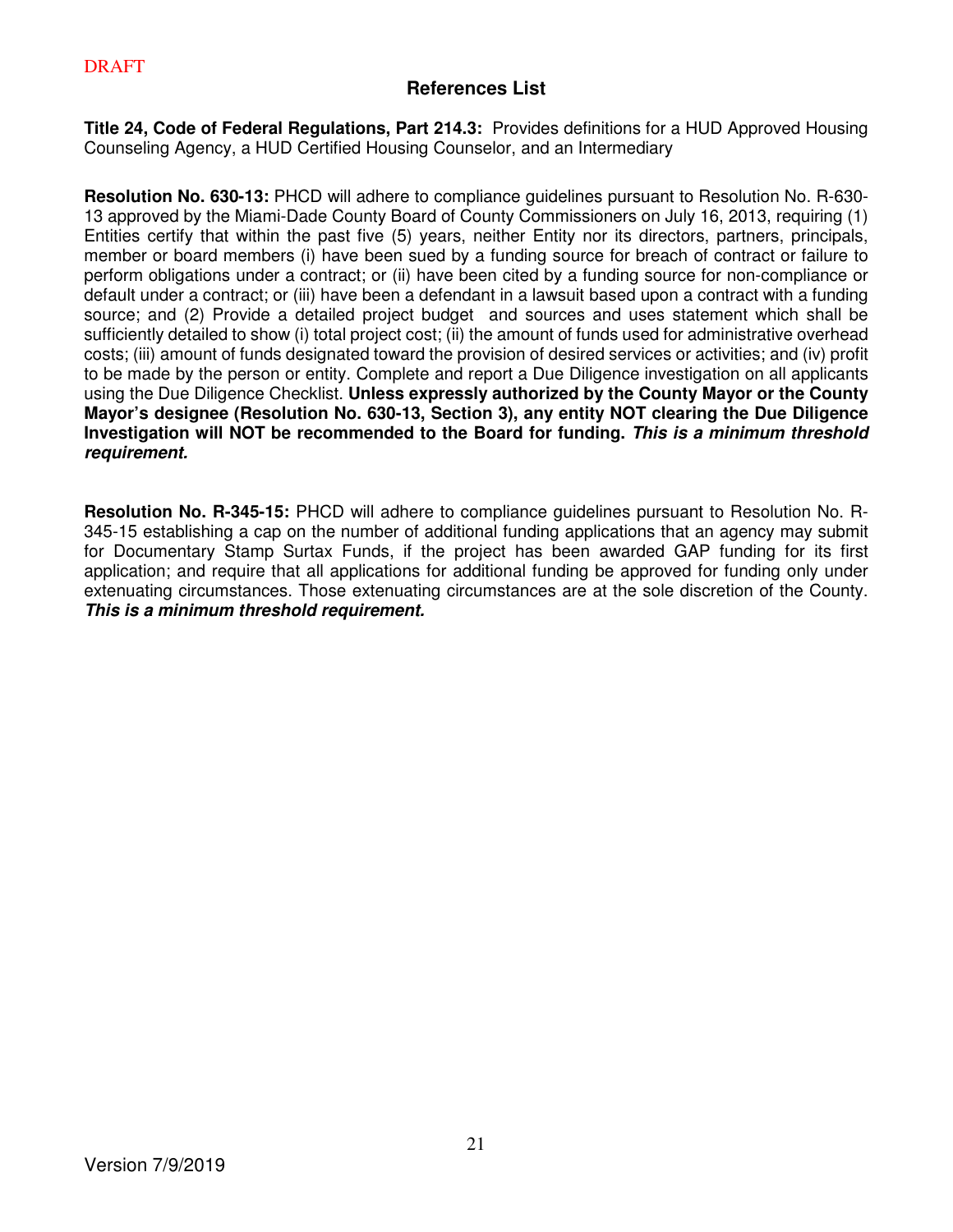DRAFT

## References List

**Title 24, Code of Federal Regulations, Part 214.3:** Provides definitions for a HUD Approved Housing Counseling Agency, a HUD Certified Housing Counselor, and an Intermediary

**Resolution No. 630-13:** PHCD will adhere to compliance guidelines pursuant to Resolution No. R-630-13 approved by the Miami-Dade County Board of County Commissioners on July 16, 2013, requiring (1) Entities certify that within the past five (5) years, neither Entity nor its directors, partners, principals, member or board members (i) have been sued by a funding source for breach of contract or failure to perform obligations under a contract; or (ii) have been cited by a funding source for non-compliance or default under a contract; or (iii) have been a defendant in a lawsuit based upon a contract with a funding source; and (2) Provide a detailed project budget and sources and uses statement which shall be sufficiently detailed to show (i) total project cost; (ii) the amount of funds used for administrative overhead costs; (iii) amount of funds designated toward the provision of desired services or activities; and (iv) profit to be made by the person or entity. Complete and report a Due Diligence investigation on all applicants using the Due Diligence Checklist. **Unless expressly authorized by the County Mayor or the County Mayor's designee (Resolution No. 630-13, Section 3), any entity NOT clearing the Due Diligence Investigation will NOT be recommended to the Board for funding. *This is a minimum threshold requirement.***

**Resolution No. R-345-15:** PHCD will adhere to compliance guidelines pursuant to Resolution No. R-345-15 establishing a cap on the number of additional funding applications that an agency may submit for Documentary Stamp Surtax Funds, if the project has been awarded GAP funding for its first application; and require that all applications for additional funding be approved for funding only under extenuating circumstances. Those extenuating circumstances are at the sole discretion of the County. ***This is a minimum threshold requirement.***

Version 7/9/2019